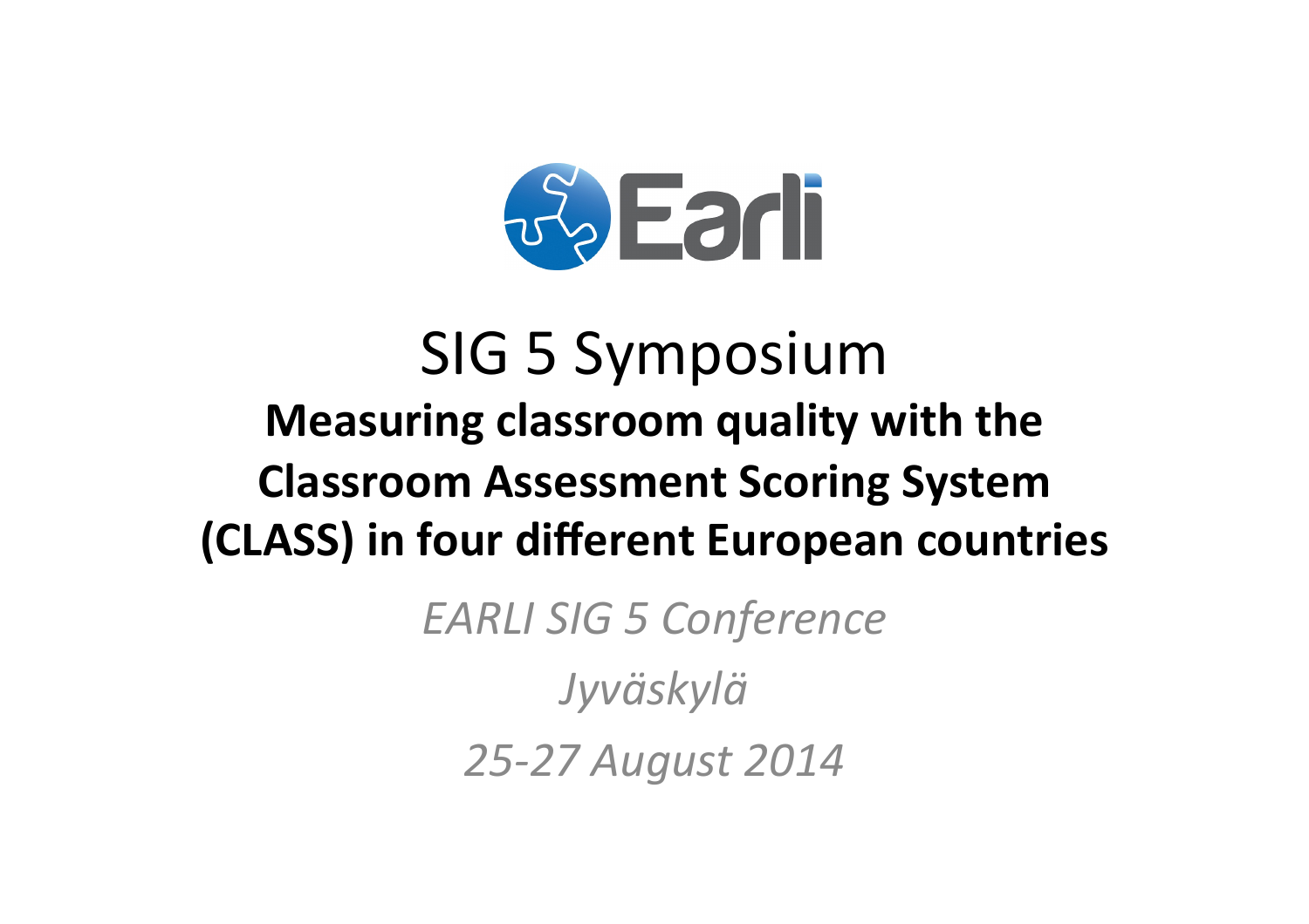Earli

# SIG 5 Symposium

## Measuring classroom quality with the Classroom Assessment Scoring System (CLASS) in four different European countries

*EARLI SIG 5 Conference*

*Jyväskylä*

*25-27 August 2014*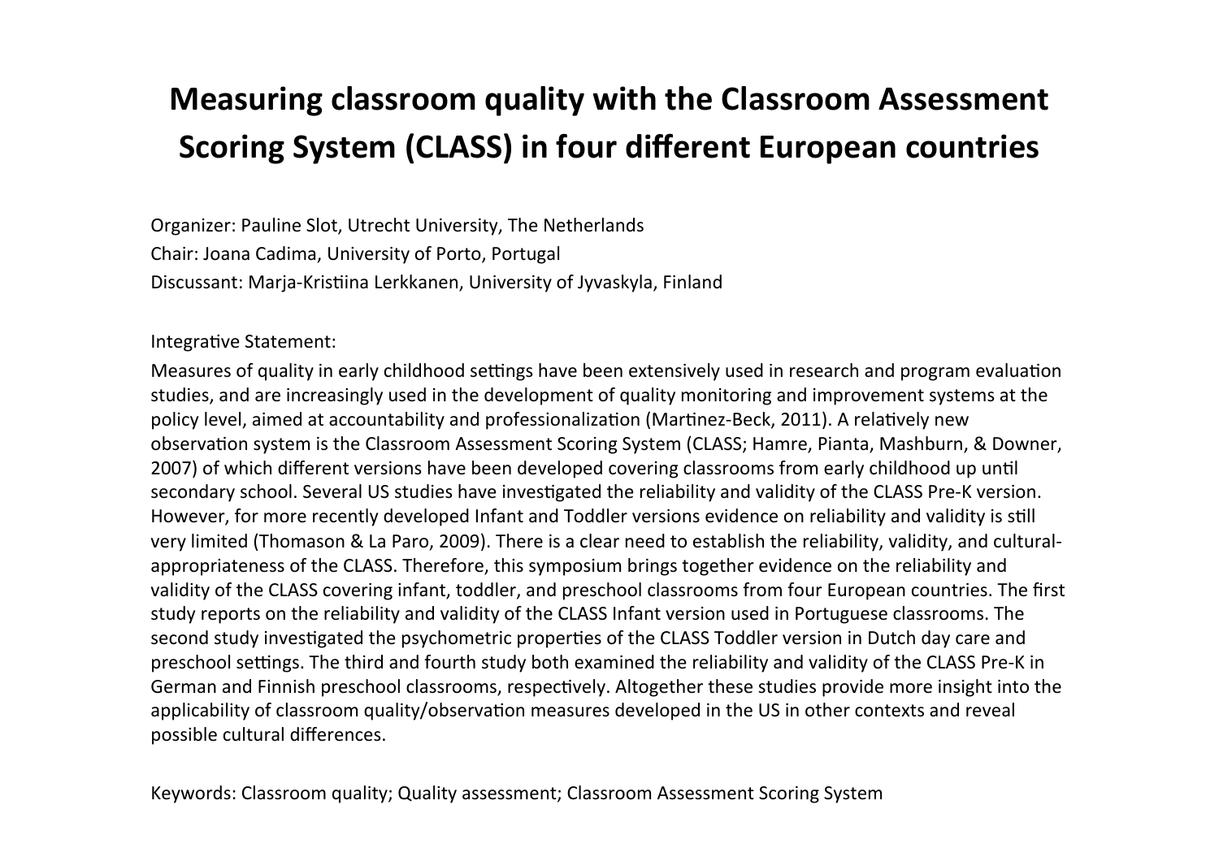# Measuring classroom quality with the Classroom Assessment Scoring System (CLASS) in four different European countries

Organizer: Pauline Slot, Utrecht University, The Netherlands
Chair: Joana Cadima, University of Porto, Portugal
Discussant: Marja-Kristiina Lerkkanen, University of Jyvaskyla, Finland

Integrative Statement:

Measures of quality in early childhood settings have been extensively used in research and program evaluation studies, and are increasingly used in the development of quality monitoring and improvement systems at the policy level, aimed at accountability and professionalization (Martinez-Beck, 2011). A relatively new observation system is the Classroom Assessment Scoring System (CLASS; Hamre, Pianta, Mashburn, & Downer, 2007) of which different versions have been developed covering classrooms from early childhood up until secondary school. Several US studies have investigated the reliability and validity of the CLASS Pre-K version. However, for more recently developed Infant and Toddler versions evidence on reliability and validity is still very limited (Thomason & La Paro, 2009). There is a clear need to establish the reliability, validity, and cultural-appropriateness of the CLASS. Therefore, this symposium brings together evidence on the reliability and validity of the CLASS covering infant, toddler, and preschool classrooms from four European countries. The first study reports on the reliability and validity of the CLASS Infant version used in Portuguese classrooms. The second study investigated the psychometric properties of the CLASS Toddler version in Dutch day care and preschool settings. The third and fourth study both examined the reliability and validity of the CLASS Pre-K in German and Finnish preschool classrooms, respectively. Altogether these studies provide more insight into the applicability of classroom quality/observation measures developed in the US in other contexts and reveal possible cultural differences.

Keywords: Classroom quality; Quality assessment; Classroom Assessment Scoring System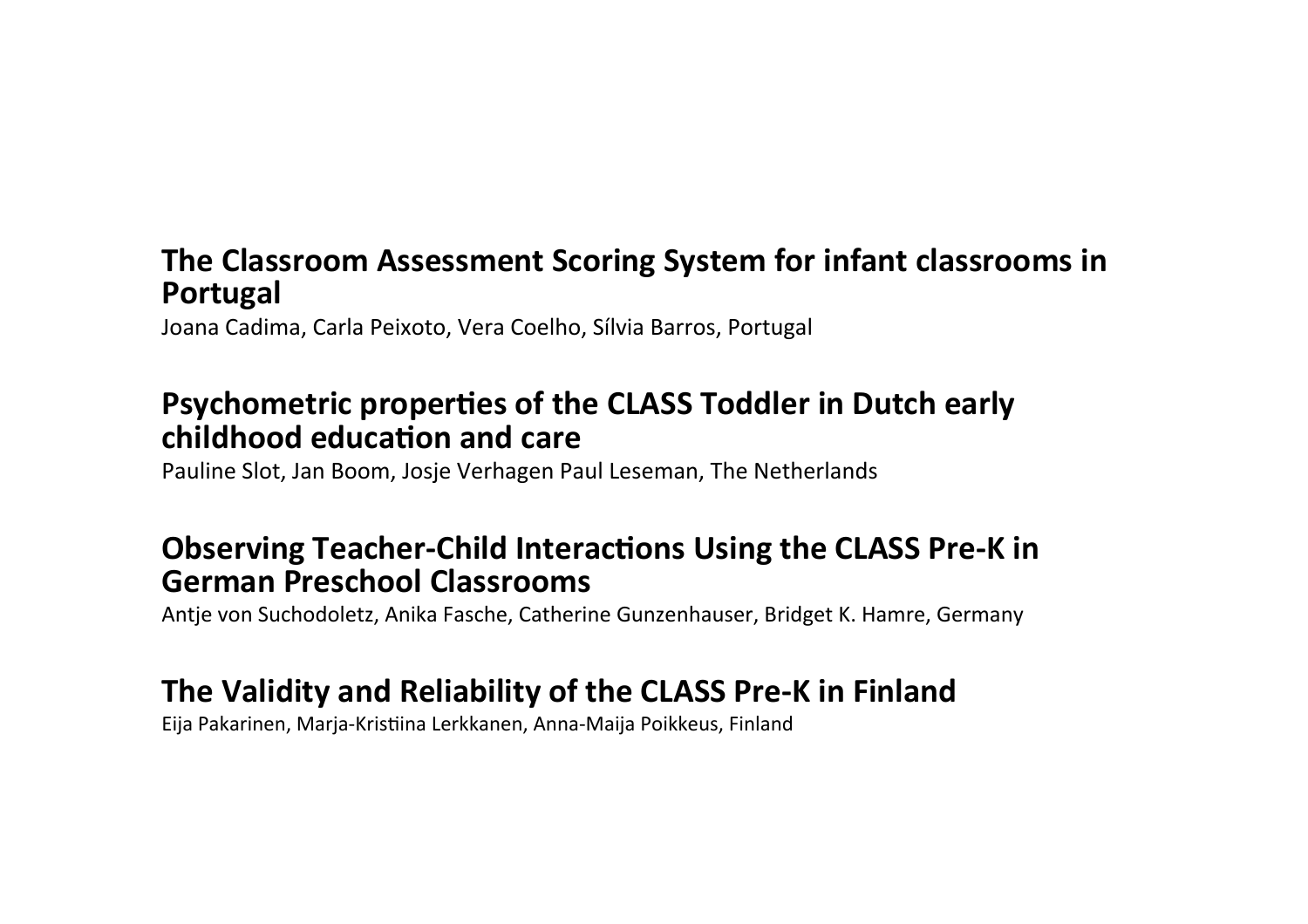## The Classroom Assessment Scoring System for infant classrooms in Portugal

Joana Cadima, Carla Peixoto, Vera Coelho, Sílvia Barros, Portugal

## Psychometric properties of the CLASS Toddler in Dutch early childhood education and care

Pauline Slot, Jan Boom, Josje Verhagen Paul Leseman, The Netherlands

## Observing Teacher-Child Interactions Using the CLASS Pre-K in German Preschool Classrooms

Antje von Suchodoletz, Anika Fasche, Catherine Gunzenhauser, Bridget K. Hamre, Germany

## The Validity and Reliability of the CLASS Pre-K in Finland

Eija Pakarinen, Marja-Kristiina Lerkkanen, Anna-Maija Poikkeus, Finland